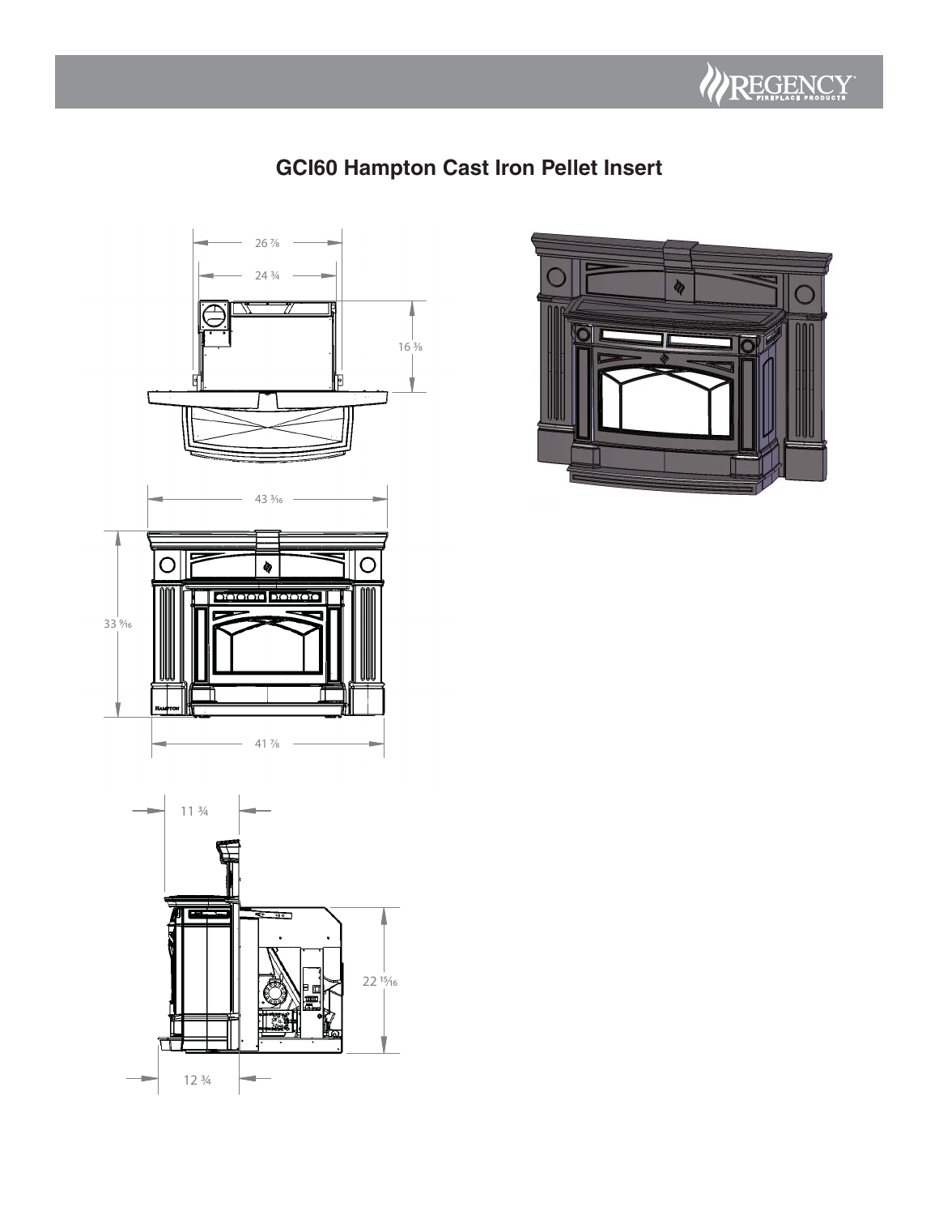# GCI60 Hampton Cast Iron Pellet Insert

26 7/8

24 3/4

16 3/8

43 3/16

33 9/16

41 7/8

11 3/4

22 15/16

12 3/4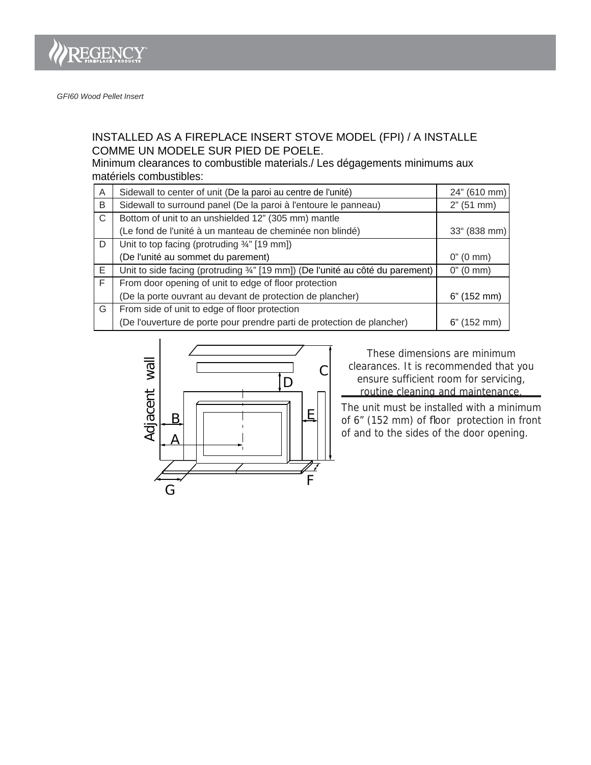*GFI60 Wood Pellet Insert*

INSTALLED AS A FIREPLACE INSERT STOVE MODEL (FPI) / A INSTALLE COMME UN MODELE SUR PIED DE POELE.

Minimum clearances to combustible materials./ Les dégagements minimums aux matériels combustibles:

| | | |
|---|---|---|
| A | Sidewall to center of unit (De la paroi au centre de l'unité) | 24" (610 mm) |
| B | Sidewall to surround panel (De la paroi à l'entoure le panneau) | 2" (51 mm) |
| C | Bottom of unit to an unshielded 12" (305 mm) mantle (Le fond de l'unité à un manteau de cheminée non blindé) | 33" (838 mm) |
| D | Unit to top facing (protruding ¾" [19 mm]) (De l'unité au sommet du parement) | 0" (0 mm) |
| E | Unit to side facing (protruding ¾" [19 mm]) (De l'unité au côté du parement) | 0" (0 mm) |
| F | From door opening of unit to edge of floor protection (De la porte ouvrant au devant de protection de plancher) | 6" (152 mm) |
| G | From side of unit to edge of floor protection (De l'ouverture de porte pour prendre parti de protection de plancher) | 6" (152 mm) |

Adjacent wall

A B C D E F G

These dimensions are minimum clearances. It is recommended that you ensure sufficient room for servicing, routine cleaning and maintenance.

The unit must be installed with a minimum of 6" (152 mm) of floor protection in front of and to the sides of the door opening.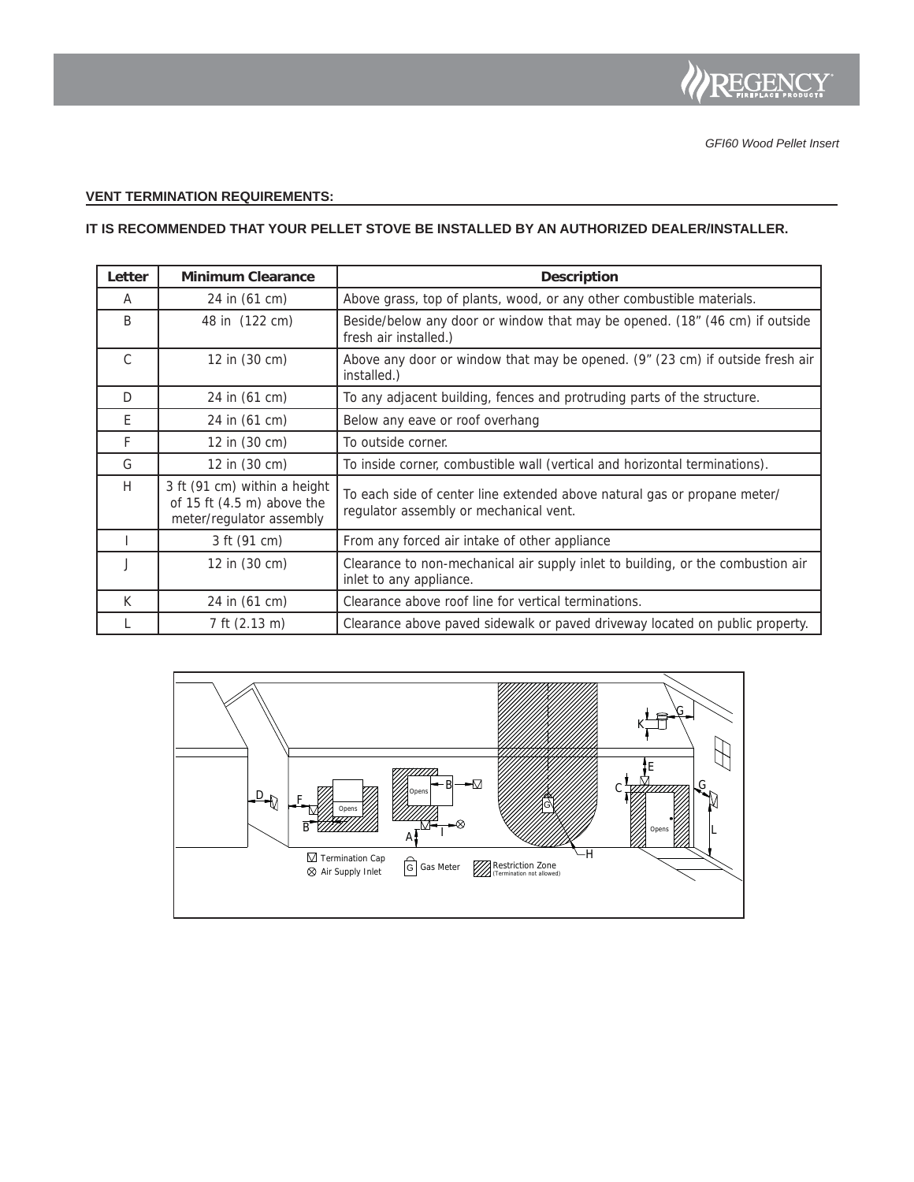## VENT TERMINATION REQUIREMENTS:

**IT IS RECOMMENDED THAT YOUR PELLET STOVE BE INSTALLED BY AN AUTHORIZED DEALER/INSTALLER.**

| Letter | Minimum Clearance | Description |
|---|---|---|
| A | 24 in (61 cm) | Above grass, top of plants, wood, or any other combustible materials. |
| B | 48 in (122 cm) | Beside/below any door or window that may be opened. (18" (46 cm) if outside fresh air installed.) |
| C | 12 in (30 cm) | Above any door or window that may be opened. (9" (23 cm) if outside fresh air installed.) |
| D | 24 in (61 cm) | To any adjacent building, fences and protruding parts of the structure. |
| E | 24 in (61 cm) | Below any eave or roof overhang |
| F | 12 in (30 cm) | To outside corner. |
| G | 12 in (30 cm) | To inside corner, combustible wall (vertical and horizontal terminations). |
| H | 3 ft (91 cm) within a height of 15 ft (4.5 m) above the meter/regulator assembly | To each side of center line extended above natural gas or propane meter/ regulator assembly or mechanical vent. |
| I | 3 ft (91 cm) | From any forced air intake of other appliance |
| J | 12 in (30 cm) | Clearance to non-mechanical air supply inlet to building, or the combustion air inlet to any appliance. |
| K | 24 in (61 cm) | Clearance above roof line for vertical terminations. |
| L | 7 ft (2.13 m) | Clearance above paved sidewalk or paved driveway located on public property. |

Termination Cap
Air Supply Inlet
Gas Meter
Restriction Zone (Termination not allowed)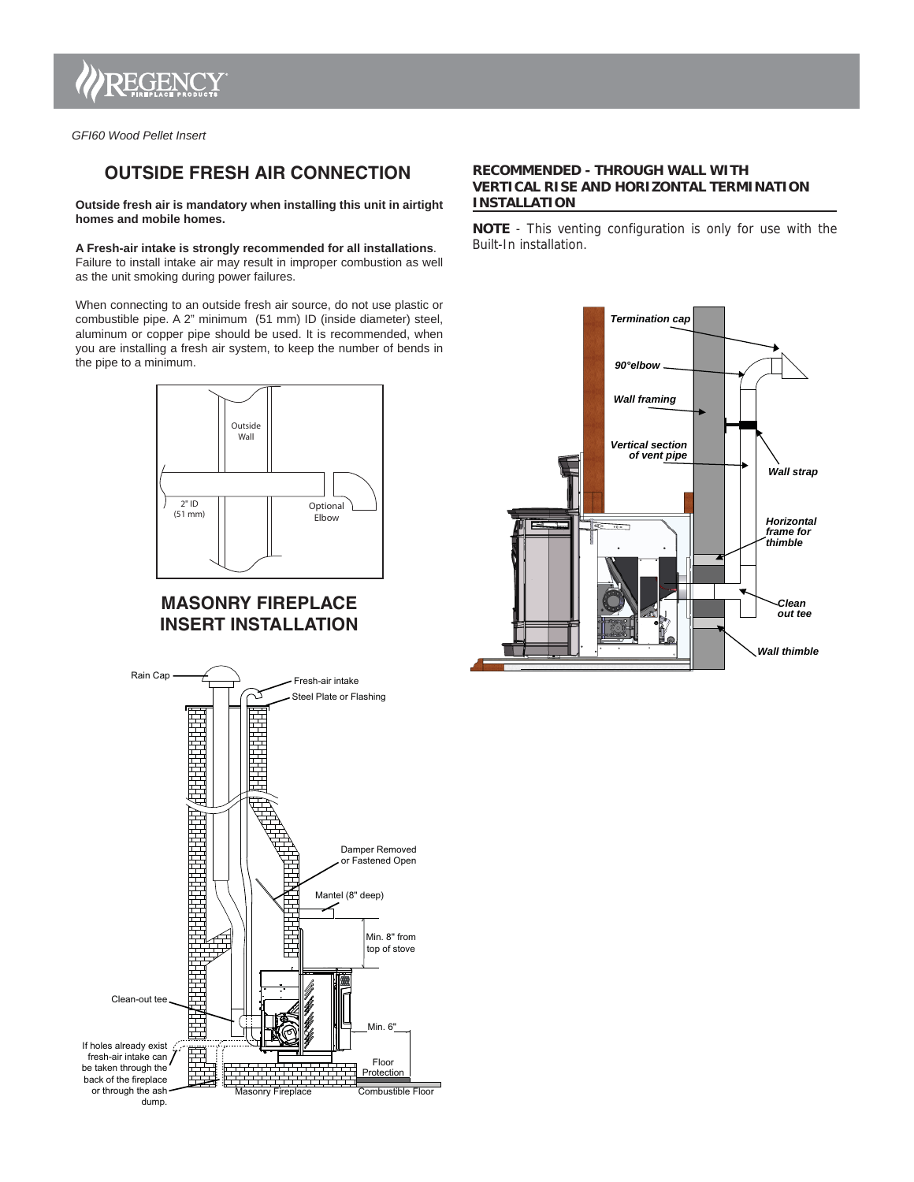## OUTSIDE FRESH AIR CONNECTION

**Outside fresh air is mandatory when installing this unit in airtight homes and mobile homes.**

**A Fresh-air intake is strongly recommended for all installations**. Failure to install intake air may result in improper combustion as well as the unit smoking during power failures.

When connecting to an outside fresh air source, do not use plastic or combustible pipe. A 2" minimum (51 mm) ID (inside diameter) steel, aluminum or copper pipe should be used. It is recommended, when you are installing a fresh air system, to keep the number of bends in the pipe to a minimum.

Outside Wall

2" ID (51 mm)

Optional Elbow

## MASONRY FIREPLACE INSERT INSTALLATION

Rain Cap

Fresh-air intake

Steel Plate or Flashing

Damper Removed or Fastened Open

Mantel (8" deep)

Min. 8" from top of stove

Clean-out tee

Min. 6"

If holes already exist fresh-air intake can be taken through the back of the fireplace or through the ash dump.

Floor Protection

Masonry Fireplace

Combustible Floor

### RECOMMENDED - THROUGH WALL WITH VERTICAL RISE AND HORIZONTAL TERMINATION INSTALLATION

**NOTE** - This venting configuration is only for use with the Built-In installation.

*Termination cap*

*90°elbow*

*Wall framing*

*Vertical section of vent pipe*

*Wall strap*

*Horizontal frame for thimble*

*Clean out tee*

*Wall thimble*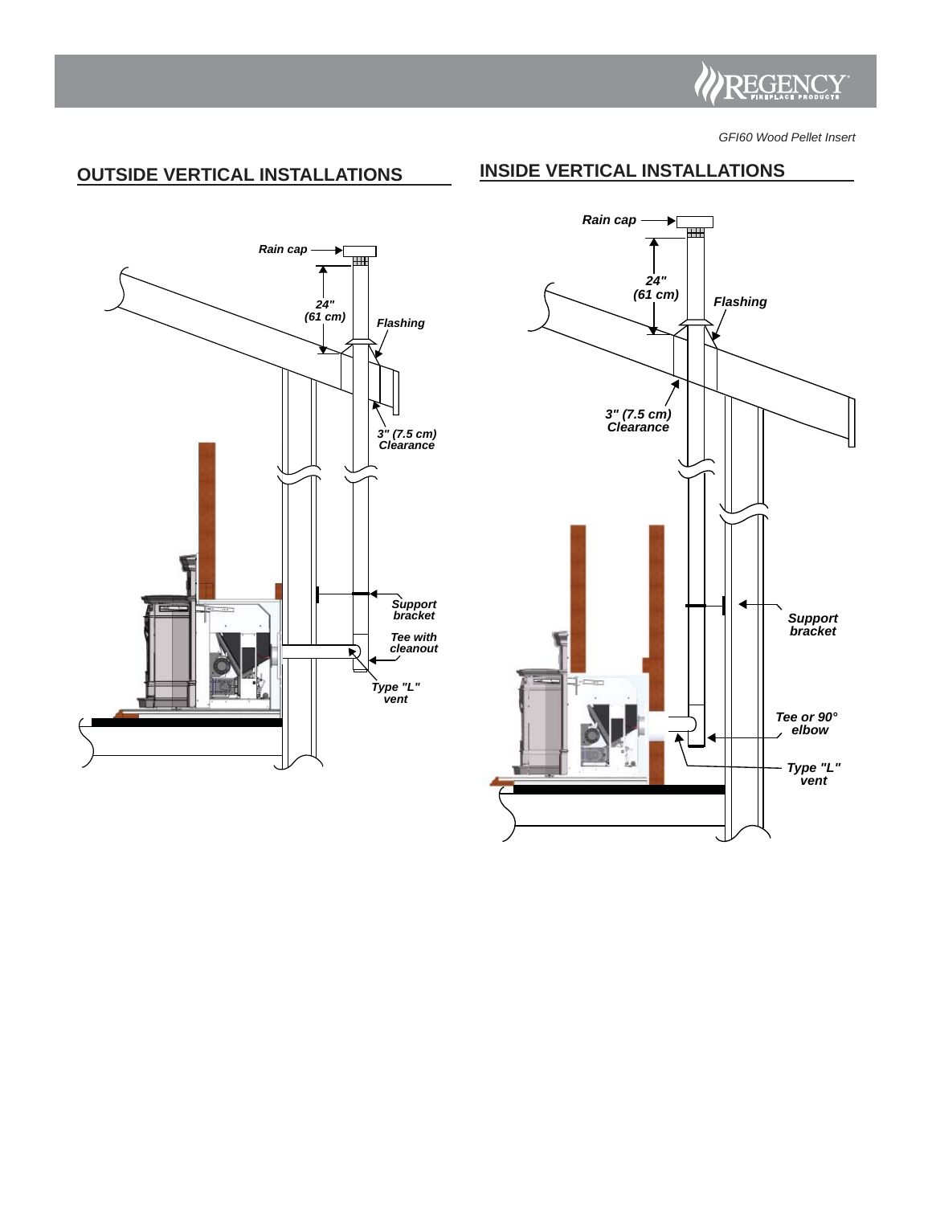## OUTSIDE VERTICAL INSTALLATIONS

Rain cap

24"
(61 cm)

Flashing

3" (7.5 cm)
Clearance

Support
bracket

Tee with
cleanout

Type "L"
vent

## INSIDE VERTICAL INSTALLATIONS

Rain cap

24"
(61 cm)

Flashing

3" (7.5 cm)
Clearance

Support
bracket

Tee or 90°
elbow

Type "L"
vent